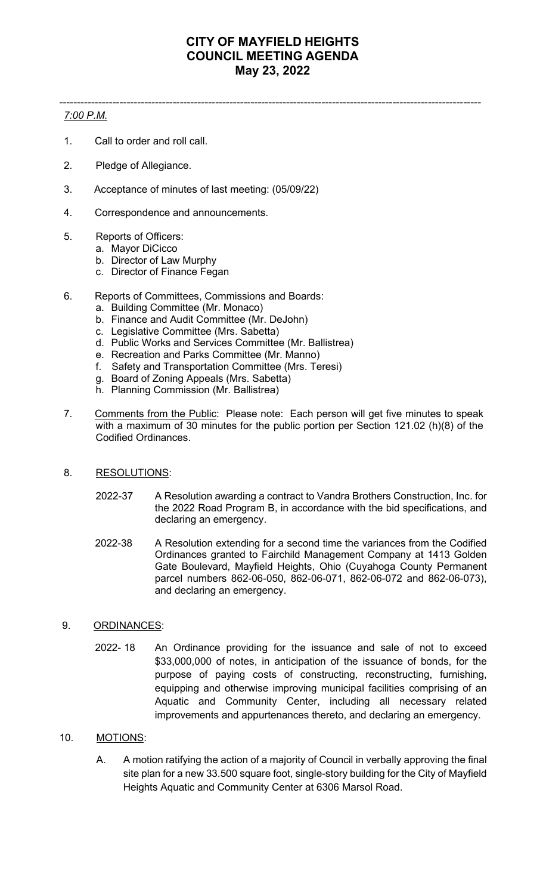# CITY OF MAYFIELD HEIGHTS
# COUNCIL MEETING AGENDA
# May 23, 2022

---

*7:00 P.M.*

1. Call to order and roll call.

2. Pledge of Allegiance.

3. Acceptance of minutes of last meeting: (05/09/22)

4. Correspondence and announcements.

5. Reports of Officers:
   a. Mayor DiCicco
   b. Director of Law Murphy
   c. Director of Finance Fegan

6. Reports of Committees, Commissions and Boards:
   a. Building Committee (Mr. Monaco)
   b. Finance and Audit Committee (Mr. DeJohn)
   c. Legislative Committee (Mrs. Sabetta)
   d. Public Works and Services Committee (Mr. Ballistrea)
   e. Recreation and Parks Committee (Mr. Manno)
   f. Safety and Transportation Committee (Mrs. Teresi)
   g. Board of Zoning Appeals (Mrs. Sabetta)
   h. Planning Commission (Mr. Ballistrea)

7. Comments from the Public: Please note: Each person will get five minutes to speak with a maximum of 30 minutes for the public portion per Section 121.02 (h)(8) of the Codified Ordinances.

8. RESOLUTIONS:

   2022-37 A Resolution awarding a contract to Vandra Brothers Construction, Inc. for the 2022 Road Program B, in accordance with the bid specifications, and declaring an emergency.

   2022-38 A Resolution extending for a second time the variances from the Codified Ordinances granted to Fairchild Management Company at 1413 Golden Gate Boulevard, Mayfield Heights, Ohio (Cuyahoga County Permanent parcel numbers 862-06-050, 862-06-071, 862-06-072 and 862-06-073), and declaring an emergency.

9. ORDINANCES:

   2022- 18 An Ordinance providing for the issuance and sale of not to exceed $33,000,000 of notes, in anticipation of the issuance of bonds, for the purpose of paying costs of constructing, reconstructing, furnishing, equipping and otherwise improving municipal facilities comprising of an Aquatic and Community Center, including all necessary related improvements and appurtenances thereto, and declaring an emergency.

10. MOTIONS:

    A. A motion ratifying the action of a majority of Council in verbally approving the final site plan for a new 33.500 square foot, single-story building for the City of Mayfield Heights Aquatic and Community Center at 6306 Marsol Road.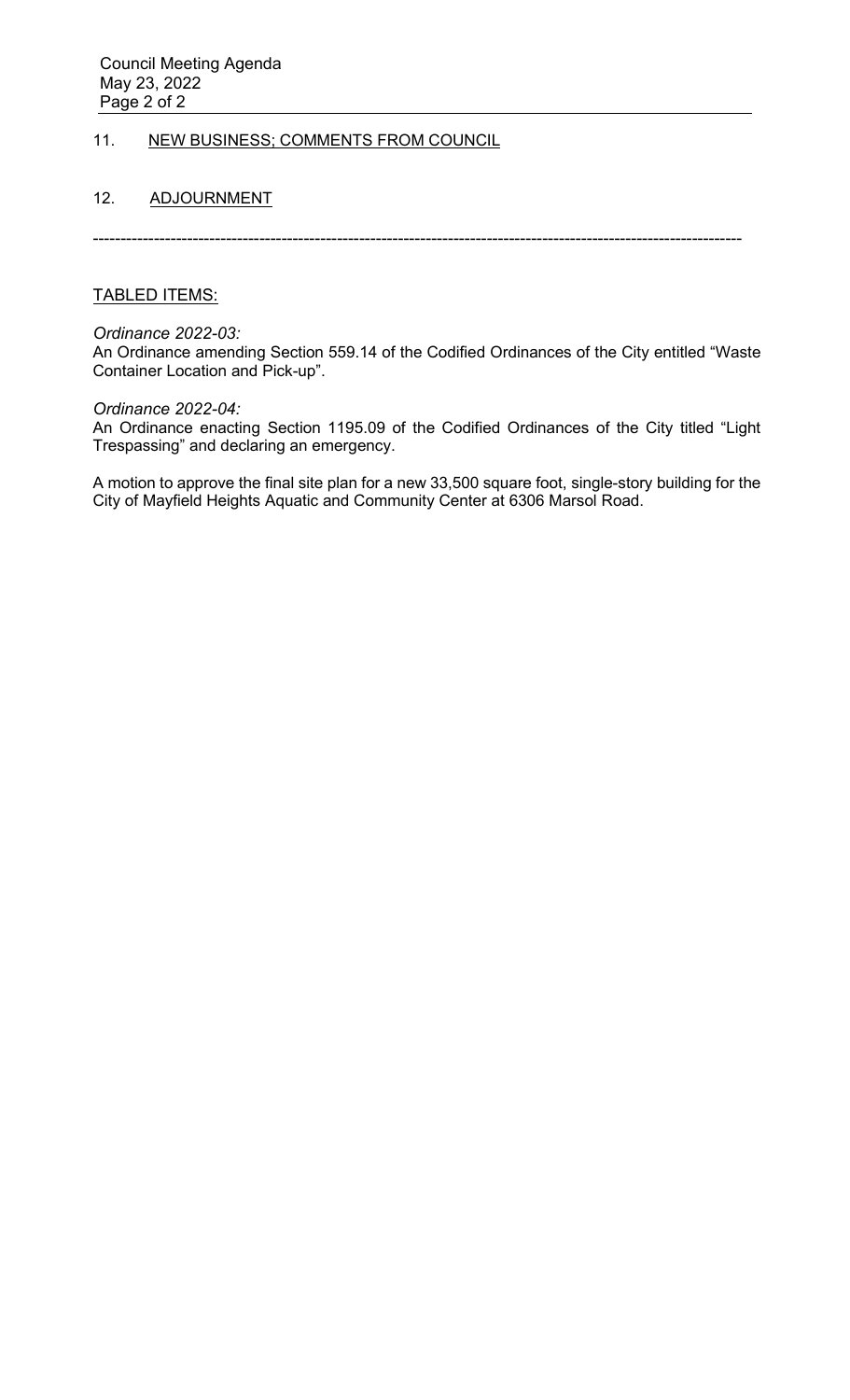11. NEW BUSINESS; COMMENTS FROM COUNCIL

12. ADJOURNMENT

---

TABLED ITEMS:

*Ordinance 2022-03:*
An Ordinance amending Section 559.14 of the Codified Ordinances of the City entitled "Waste Container Location and Pick-up".

*Ordinance 2022-04:*
An Ordinance enacting Section 1195.09 of the Codified Ordinances of the City titled "Light Trespassing" and declaring an emergency.

A motion to approve the final site plan for a new 33,500 square foot, single-story building for the City of Mayfield Heights Aquatic and Community Center at 6306 Marsol Road.